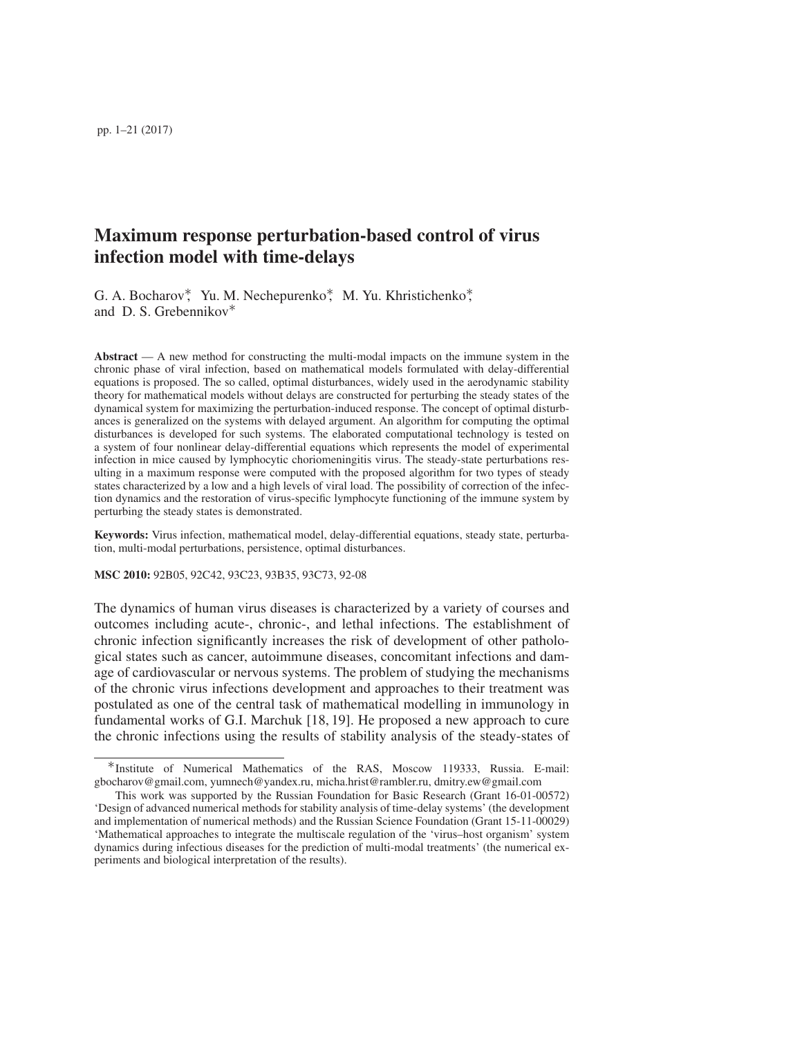# Maximum response perturbation-based control of virus infection model with time-delays

G. A. Bocharov*, Yu. M. Nechepurenko*, M. Yu. Khristichenko*, and D. S. Grebennikov*

**Abstract** — A new method for constructing the multi-modal impacts on the immune system in the chronic phase of viral infection, based on mathematical models formulated with delay-differential equations is proposed. The so called, optimal disturbances, widely used in the aerodynamic stability theory for mathematical models without delays are constructed for perturbing the steady states of the dynamical system for maximizing the perturbation-induced response. The concept of optimal disturbances is generalized on the systems with delayed argument. An algorithm for computing the optimal disturbances is developed for such systems. The elaborated computational technology is tested on a system of four nonlinear delay-differential equations which represents the model of experimental infection in mice caused by lymphocytic choriomeningitis virus. The steady-state perturbations resulting in a maximum response were computed with the proposed algorithm for two types of steady states characterized by a low and a high levels of viral load. The possibility of correction of the infection dynamics and the restoration of virus-specific lymphocyte functioning of the immune system by perturbing the steady states is demonstrated.

**Keywords:** Virus infection, mathematical model, delay-differential equations, steady state, perturbation, multi-modal perturbations, persistence, optimal disturbances.

**MSC 2010:** 92B05, 92C42, 93C23, 93B35, 93C73, 92-08

The dynamics of human virus diseases is characterized by a variety of courses and outcomes including acute-, chronic-, and lethal infections. The establishment of chronic infection significantly increases the risk of development of other pathological states such as cancer, autoimmune diseases, concomitant infections and damage of cardiovascular or nervous systems. The problem of studying the mechanisms of the chronic virus infections development and approaches to their treatment was postulated as one of the central task of mathematical modelling in immunology in fundamental works of G.I. Marchuk [18, 19]. He proposed a new approach to cure the chronic infections using the results of stability analysis of the steady-states of

---

*Institute of Numerical Mathematics of the RAS, Moscow 119333, Russia. E-mail: gbocharov@gmail.com, yumnech@yandex.ru, micha.hrist@rambler.ru, dmitry.ew@gmail.com

This work was supported by the Russian Foundation for Basic Research (Grant 16-01-00572) 'Design of advanced numerical methods for stability analysis of time-delay systems' (the development and implementation of numerical methods) and the Russian Science Foundation (Grant 15-11-00029) 'Mathematical approaches to integrate the multiscale regulation of the 'virus–host organism' system dynamics during infectious diseases for the prediction of multi-modal treatments' (the numerical experiments and biological interpretation of the results).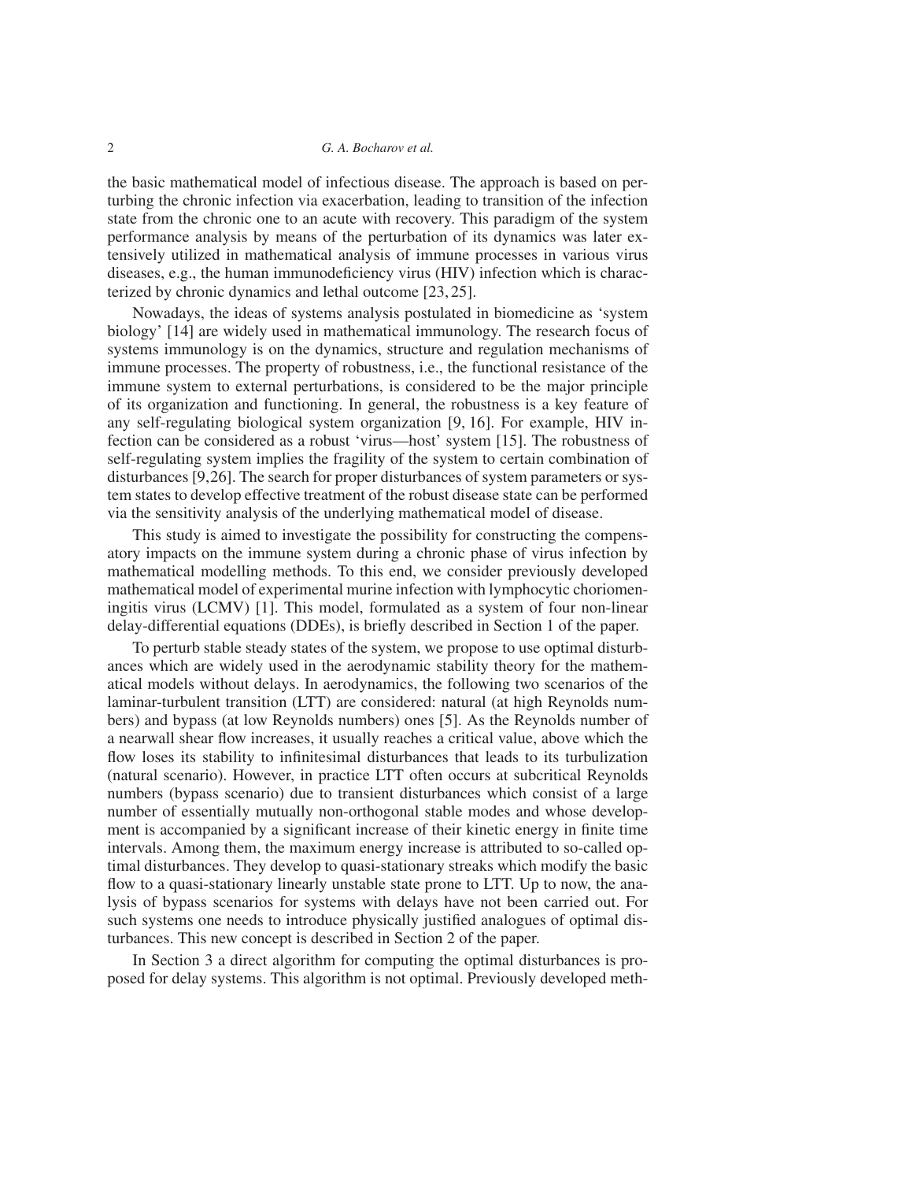the basic mathematical model of infectious disease. The approach is based on perturbing the chronic infection via exacerbation, leading to transition of the infection state from the chronic one to an acute with recovery. This paradigm of the system performance analysis by means of the perturbation of its dynamics was later extensively utilized in mathematical analysis of immune processes in various virus diseases, e.g., the human immunodeficiency virus (HIV) infection which is characterized by chronic dynamics and lethal outcome [23, 25].

Nowadays, the ideas of systems analysis postulated in biomedicine as 'system biology' [14] are widely used in mathematical immunology. The research focus of systems immunology is on the dynamics, structure and regulation mechanisms of immune processes. The property of robustness, i.e., the functional resistance of the immune system to external perturbations, is considered to be the major principle of its organization and functioning. In general, the robustness is a key feature of any self-regulating biological system organization [9, 16]. For example, HIV infection can be considered as a robust 'virus—host' system [15]. The robustness of self-regulating system implies the fragility of the system to certain combination of disturbances [9,26]. The search for proper disturbances of system parameters or system states to develop effective treatment of the robust disease state can be performed via the sensitivity analysis of the underlying mathematical model of disease.

This study is aimed to investigate the possibility for constructing the compensatory impacts on the immune system during a chronic phase of virus infection by mathematical modelling methods. To this end, we consider previously developed mathematical model of experimental murine infection with lymphocytic choriomeningitis virus (LCMV) [1]. This model, formulated as a system of four non-linear delay-differential equations (DDEs), is briefly described in Section 1 of the paper.

To perturb stable steady states of the system, we propose to use optimal disturbances which are widely used in the aerodynamic stability theory for the mathematical models without delays. In aerodynamics, the following two scenarios of the laminar-turbulent transition (LTT) are considered: natural (at high Reynolds numbers) and bypass (at low Reynolds numbers) ones [5]. As the Reynolds number of a nearwall shear flow increases, it usually reaches a critical value, above which the flow loses its stability to infinitesimal disturbances that leads to its turbulization (natural scenario). However, in practice LTT often occurs at subcritical Reynolds numbers (bypass scenario) due to transient disturbances which consist of a large number of essentially mutually non-orthogonal stable modes and whose development is accompanied by a significant increase of their kinetic energy in finite time intervals. Among them, the maximum energy increase is attributed to so-called optimal disturbances. They develop to quasi-stationary streaks which modify the basic flow to a quasi-stationary linearly unstable state prone to LTT. Up to now, the analysis of bypass scenarios for systems with delays have not been carried out. For such systems one needs to introduce physically justified analogues of optimal disturbances. This new concept is described in Section 2 of the paper.

In Section 3 a direct algorithm for computing the optimal disturbances is proposed for delay systems. This algorithm is not optimal. Previously developed meth-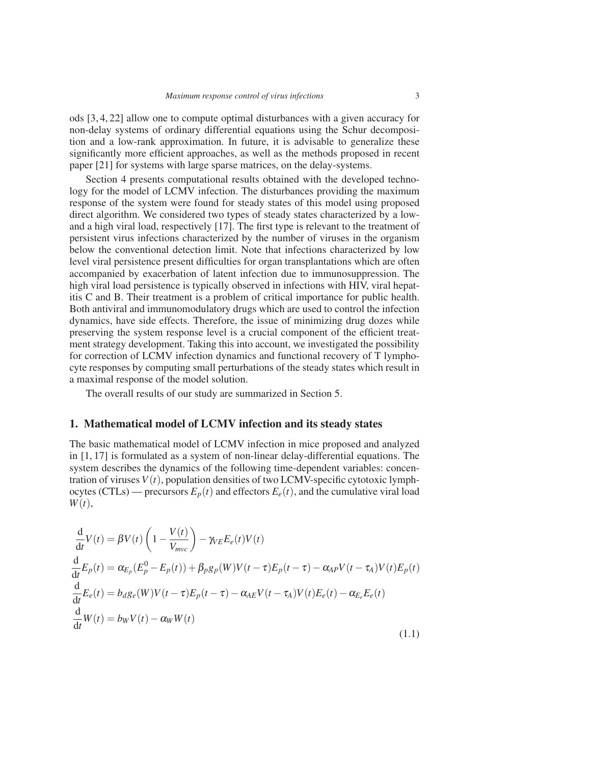ods [3, 4, 22] allow one to compute optimal disturbances with a given accuracy for non-delay systems of ordinary differential equations using the Schur decomposition and a low-rank approximation. In future, it is advisable to generalize these significantly more efficient approaches, as well as the methods proposed in recent paper [21] for systems with large sparse matrices, on the delay-systems.

Section 4 presents computational results obtained with the developed technology for the model of LCMV infection. The disturbances providing the maximum response of the system were found for steady states of this model using proposed direct algorithm. We considered two types of steady states characterized by a low- and a high viral load, respectively [17]. The first type is relevant to the treatment of persistent virus infections characterized by the number of viruses in the organism below the conventional detection limit. Note that infections characterized by low level viral persistence present difficulties for organ transplantations which are often accompanied by exacerbation of latent infection due to immunosuppression. The high viral load persistence is typically observed in infections with HIV, viral hepatitis C and B. Their treatment is a problem of critical importance for public health. Both antiviral and immunomodulatory drugs which are used to control the infection dynamics, have side effects. Therefore, the issue of minimizing drug dozes while preserving the system response level is a crucial component of the efficient treatment strategy development. Taking this into account, we investigated the possibility for correction of LCMV infection dynamics and functional recovery of T lymphocyte responses by computing small perturbations of the steady states which result in a maximal response of the model solution.

The overall results of our study are summarized in Section 5.

## 1. Mathematical model of LCMV infection and its steady states

The basic mathematical model of LCMV infection in mice proposed and analyzed in [1, 17] is formulated as a system of non-linear delay-differential equations. The system describes the dynamics of the following time-dependent variables: concentration of viruses $V(t)$, population densities of two LCMV-specific cytotoxic lymphocytes (CTLs) — precursors $E_p(t)$ and effectors $E_e(t)$, and the cumulative viral load $W(t)$,

$$
\begin{aligned}
\frac{\mathrm{d}}{\mathrm{d}t}V(t) &= \beta V(t)\left(1 - \frac{V(t)}{V_{mvc}}\right) - \gamma_{VE}E_e(t)V(t) \\
\frac{\mathrm{d}}{\mathrm{d}t}E_p(t) &= \alpha_{E_p}(E_p^0 - E_p(t)) + \beta_p g_p(W)V(t-\tau)E_p(t-\tau) - \alpha_{AP}V(t-\tau_A)V(t)E_p(t) \\
\frac{\mathrm{d}}{\mathrm{d}t}E_e(t) &= b_d g_e(W)V(t-\tau)E_p(t-\tau) - \alpha_{AE}V(t-\tau_A)V(t)E_e(t) - \alpha_{E_e}E_e(t) \\
\frac{\mathrm{d}}{\mathrm{d}t}W(t) &= b_W V(t) - \alpha_W W(t)
\end{aligned}
\tag{1.1}
$$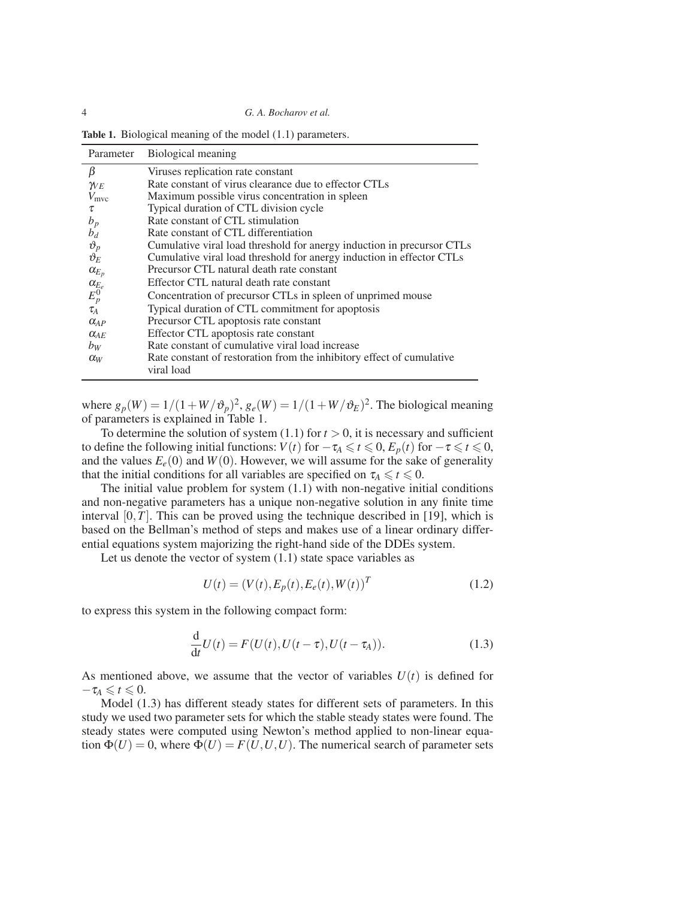**Table 1.** Biological meaning of the model (1.1) parameters.

| Parameter | Biological meaning |
|---|---|
| $\beta$ | Viruses replication rate constant |
| $\gamma_{VE}$ | Rate constant of virus clearance due to effector CTLs |
| $V_{\text{mvc}}$ | Maximum possible virus concentration in spleen |
| $\tau$ | Typical duration of CTL division cycle |
| $b_p$ | Rate constant of CTL stimulation |
| $b_d$ | Rate constant of CTL differentiation |
| $\vartheta_p$ | Cumulative viral load threshold for anergy induction in precursor CTLs |
| $\vartheta_E$ | Cumulative viral load threshold for anergy induction in effector CTLs |
| $\alpha_{E_p}$ | Precursor CTL natural death rate constant |
| $\alpha_{E_e}$ | Effector CTL natural death rate constant |
| $E_p^0$ | Concentration of precursor CTLs in spleen of unprimed mouse |
| $\tau_A$ | Typical duration of CTL commitment for apoptosis |
| $\alpha_{AP}$ | Precursor CTL apoptosis rate constant |
| $\alpha_{AE}$ | Effector CTL apoptosis rate constant |
| $b_W$ | Rate constant of cumulative viral load increase |
| $\alpha_W$ | Rate constant of restoration from the inhibitory effect of cumulative viral load |

where $g_p(W) = 1/(1+W/\vartheta_p)^2$, $g_e(W) = 1/(1+W/\vartheta_E)^2$. The biological meaning of parameters is explained in Table 1.

To determine the solution of system (1.1) for $t > 0$, it is necessary and sufficient to define the following initial functions: $V(t)$ for $-\tau_A \leqslant t \leqslant 0$, $E_p(t)$ for $-\tau \leqslant t \leqslant 0$, and the values $E_e(0)$ and $W(0)$. However, we will assume for the sake of generality that the initial conditions for all variables are specified on $\tau_A \leqslant t \leqslant 0$.

The initial value problem for system (1.1) with non-negative initial conditions and non-negative parameters has a unique non-negative solution in any finite time interval $[0,T]$. This can be proved using the technique described in [19], which is based on the Bellman's method of steps and makes use of a linear ordinary differential equations system majorizing the right-hand side of the DDEs system.

Let us denote the vector of system (1.1) state space variables as

$$U(t) = (V(t), E_p(t), E_e(t), W(t))^T \tag{1.2}$$

to express this system in the following compact form:

$$\frac{\mathrm{d}}{\mathrm{d}t}U(t) = F(U(t), U(t-\tau), U(t-\tau_A)). \tag{1.3}$$

As mentioned above, we assume that the vector of variables $U(t)$ is defined for $-\tau_A \leqslant t \leqslant 0$.

Model (1.3) has different steady states for different sets of parameters. In this study we used two parameter sets for which the stable steady states were found. The steady states were computed using Newton's method applied to non-linear equation $\Phi(U) = 0$, where $\Phi(U) = F(U,U,U)$. The numerical search of parameter sets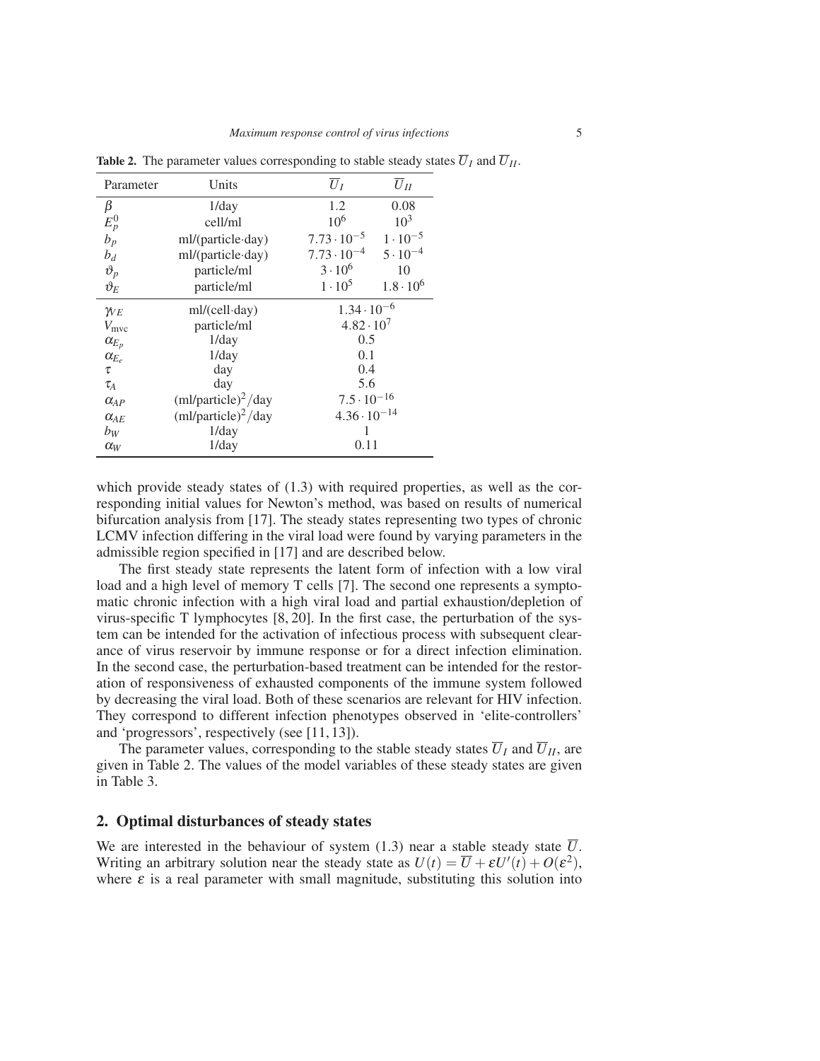**Table 2.** The parameter values corresponding to stable steady states $\overline{U}_I$ and $\overline{U}_{II}$.

| Parameter | Units | $\overline{U}_I$ | $\overline{U}_{II}$ |
|---|---|---|---|
| $\beta$ | 1/day | 1.2 | 0.08 |
| $E_p^0$ | cell/ml | $10^6$ | $10^3$ |
| $b_p$ | ml/(particle·day) | $7.73 \cdot 10^{-5}$ | $1 \cdot 10^{-5}$ |
| $b_d$ | ml/(particle·day) | $7.73 \cdot 10^{-4}$ | $5 \cdot 10^{-4}$ |
| $\vartheta_p$ | particle/ml | $3 \cdot 10^6$ | 10 |
| $\vartheta_E$ | particle/ml | $1 \cdot 10^5$ | $1.8 \cdot 10^6$ |
| $\gamma_E$ | ml/(cell·day) | $1.34 \cdot 10^{-6}$ | |
| $V_{\text{mvc}}$ | particle/ml | $4.82 \cdot 10^7$ | |
| $\alpha_{E_p}$ | 1/day | 0.5 | |
| $\alpha_{E_e}$ | 1/day | 0.1 | |
| $\tau$ | day | 0.4 | |
| $\tau_A$ | day | 5.6 | |
| $\alpha_{AP}$ | $(\text{ml/particle})^2/\text{day}$ | $7.5 \cdot 10^{-16}$ | |
| $\alpha_{AE}$ | $(\text{ml/particle})^2/\text{day}$ | $4.36 \cdot 10^{-14}$ | |
| $b_W$ | 1/day | 1 | |
| $\alpha_W$ | 1/day | 0.11 | |

which provide steady states of (1.3) with required properties, as well as the corresponding initial values for Newton's method, was based on results of numerical bifurcation analysis from [17]. The steady states representing two types of chronic LCMV infection differing in the viral load were found by varying parameters in the admissible region specified in [17] and are described below.

The first steady state represents the latent form of infection with a low viral load and a high level of memory T cells [7]. The second one represents a symptomatic chronic infection with a high viral load and partial exhaustion/depletion of virus-specific T lymphocytes [8, 20]. In the first case, the perturbation of the system can be intended for the activation of infectious process with subsequent clearance of virus reservoir by immune response or for a direct infection elimination. In the second case, the perturbation-based treatment can be intended for the restoration of responsiveness of exhausted components of the immune system followed by decreasing the viral load. Both of these scenarios are relevant for HIV infection. They correspond to different infection phenotypes observed in 'elite-controllers' and 'progressors', respectively (see [11, 13]).

The parameter values, corresponding to the stable steady states $\overline{U}_I$ and $\overline{U}_{II}$, are given in Table 2. The values of the model variables of these steady states are given in Table 3.

## 2. Optimal disturbances of steady states

We are interested in the behaviour of system (1.3) near a stable steady state $\overline{U}$. Writing an arbitrary solution near the steady state as $U(t) = \overline{U} + \varepsilon U'(t) + O(\varepsilon^2)$, where $\varepsilon$ is a real parameter with small magnitude, substituting this solution into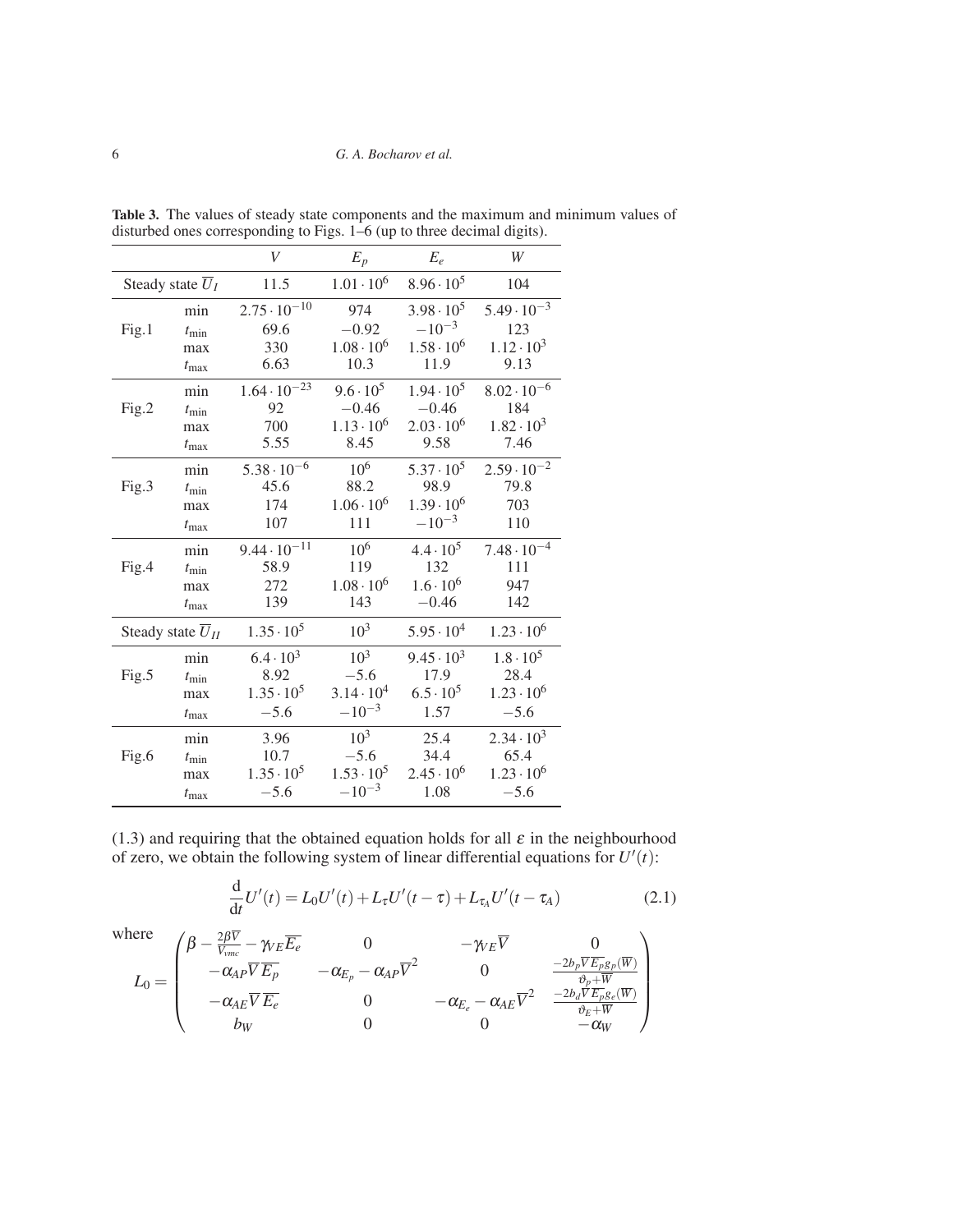**Table 3.** The values of steady state components and the maximum and minimum values of disturbed ones corresponding to Figs. 1–6 (up to three decimal digits).

| | | $V$ | $E_p$ | $E_e$ | $W$ |
|---|---|---|---|---|---|
| Steady state $\overline{U}_I$ | | 11.5 | $1.01 \cdot 10^6$ | $8.96 \cdot 10^5$ | 104 |
| Fig.1 | min | $2.75 \cdot 10^{-10}$ | 974 | $3.98 \cdot 10^5$ | $5.49 \cdot 10^{-3}$ |
| | $t_{\min}$ | 69.6 | $-0.92$ | $-10^{-3}$ | 123 |
| | max | 330 | $1.08 \cdot 10^6$ | $1.58 \cdot 10^6$ | $1.12 \cdot 10^3$ |
| | $t_{\max}$ | 6.63 | 10.3 | 11.9 | 9.13 |
| Fig.2 | min | $1.64 \cdot 10^{-23}$ | $9.6 \cdot 10^5$ | $1.94 \cdot 10^5$ | $8.02 \cdot 10^{-6}$ |
| | $t_{\min}$ | 92 | $-0.46$ | $-0.46$ | 184 |
| | max | 700 | $1.13 \cdot 10^6$ | $2.03 \cdot 10^6$ | $1.82 \cdot 10^3$ |
| | $t_{\max}$ | 5.55 | 8.45 | 9.58 | 7.46 |
| Fig.3 | min | $5.38 \cdot 10^{-6}$ | $10^6$ | $5.37 \cdot 10^5$ | $2.59 \cdot 10^{-2}$ |
| | $t_{\min}$ | 45.6 | 88.2 | 98.9 | 79.8 |
| | max | 174 | $1.06 \cdot 10^6$ | $1.39 \cdot 10^6$ | 703 |
| | $t_{\max}$ | 107 | 111 | $-10^{-3}$ | 110 |
| Fig.4 | min | $9.44 \cdot 10^{-11}$ | $10^6$ | $4.4 \cdot 10^5$ | $7.48 \cdot 10^{-4}$ |
| | $t_{\min}$ | 58.9 | 119 | 132 | 111 |
| | max | 272 | $1.08 \cdot 10^6$ | $1.6 \cdot 10^6$ | 947 |
| | $t_{\max}$ | 139 | 143 | $-0.46$ | 142 |
| Steady state $\overline{U}_{II}$ | | $1.35 \cdot 10^5$ | $10^3$ | $5.95 \cdot 10^4$ | $1.23 \cdot 10^6$ |
| Fig.5 | min | $6.4 \cdot 10^3$ | $10^3$ | $9.45 \cdot 10^3$ | $1.8 \cdot 10^5$ |
| | $t_{\min}$ | 8.92 | $-5.6$ | 17.9 | 28.4 |
| | max | $1.35 \cdot 10^5$ | $3.14 \cdot 10^4$ | $6.5 \cdot 10^5$ | $1.23 \cdot 10^6$ |
| | $t_{\max}$ | $-5.6$ | $-10^{-3}$ | 1.57 | $-5.6$ |
| Fig.6 | min | 3.96 | $10^3$ | 25.4 | $2.34 \cdot 10^3$ |
| | $t_{\min}$ | 10.7 | $-5.6$ | 34.4 | 65.4 |
| | max | $1.35 \cdot 10^5$ | $1.53 \cdot 10^5$ | $2.45 \cdot 10^6$ | $1.23 \cdot 10^6$ |
| | $t_{\max}$ | $-5.6$ | $-10^{-3}$ | 1.08 | $-5.6$ |

(1.3) and requiring that the obtained equation holds for all $\varepsilon$ in the neighbourhood of zero, we obtain the following system of linear differential equations for $U'(t)$:

$$\frac{\mathrm{d}}{\mathrm{d}t}U'(t) = L_0 U'(t) + L_\tau U'(t-\tau) + L_{\tau_A} U'(t-\tau_A) \tag{2.1}$$

where

$$L_0 = \begin{pmatrix} \beta - \frac{2\beta\overline{V}}{V_{vmc}} - \gamma_{VE}\overline{E_e} & 0 & -\gamma_{VE}\overline{V} & 0 \\ -\alpha_{AP}\overline{V}\,\overline{E_p} & -\alpha_{E_p} - \alpha_{AP}\overline{V}^2 & 0 & \frac{-2b_p\overline{V}\,\overline{E_p}g_p(\overline{W})}{\vartheta_p + \overline{W}} \\ -\alpha_{AE}\overline{V}\,\overline{E_e} & 0 & -\alpha_{E_e} - \alpha_{AE}\overline{V}^2 & \frac{-2b_d\overline{V}\,\overline{E_p}g_e(\overline{W})}{\vartheta_E + \overline{W}} \\ b_W & 0 & 0 & -\alpha_W \end{pmatrix}$$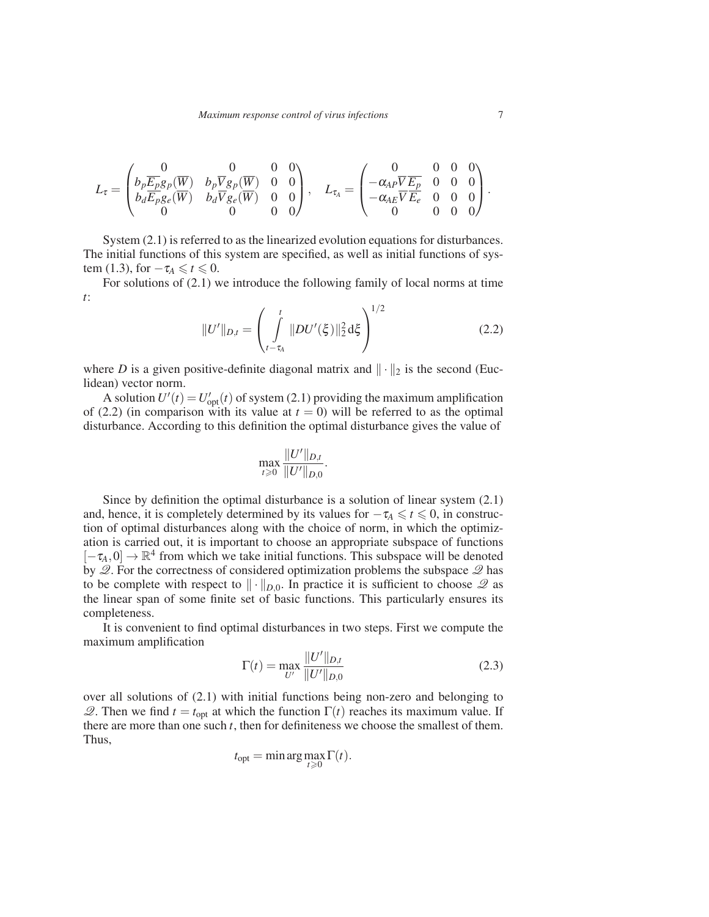$$L_{\tau} = \begin{pmatrix} 0 & 0 & 0 & 0 \\ b_p\overline{E_p}g_p(\overline{W}) & b_p\overline{V}g_p(\overline{W}) & 0 & 0 \\ b_d\overline{E_p}g_e(\overline{W}) & b_d\overline{V}g_e(\overline{W}) & 0 & 0 \\ 0 & 0 & 0 & 0 \end{pmatrix}, \quad L_{\tau_A} = \begin{pmatrix} 0 & 0 & 0 & 0 \\ -\alpha_{AP}\overline{V}\,\overline{E_p} & 0 & 0 & 0 \\ -\alpha_{AE}\overline{V}\,\overline{E_e} & 0 & 0 & 0 \\ 0 & 0 & 0 & 0 \end{pmatrix}.$$

System (2.1) is referred to as the linearized evolution equations for disturbances. The initial functions of this system are specified, as well as initial functions of system (1.3), for $-\tau_A \leqslant t \leqslant 0$.

For solutions of (2.1) we introduce the following family of local norms at time $t$:

$$\|U'\|_{D,t} = \left( \int\limits_{t-\tau_A}^{t} \|DU'(\xi)\|_2^2 \,\mathrm{d}\xi \right)^{1/2} \tag{2.2}$$

where $D$ is a given positive-definite diagonal matrix and $\|\cdot\|_2$ is the second (Euclidean) vector norm.

A solution $U'(t) = U'_{\mathrm{opt}}(t)$ of system (2.1) providing the maximum amplification of (2.2) (in comparison with its value at $t = 0$) will be referred to as the optimal disturbance. According to this definition the optimal disturbance gives the value of

$$\max_{t \geqslant 0} \frac{\|U'\|_{D,t}}{\|U'\|_{D,0}}.$$

Since by definition the optimal disturbance is a solution of linear system (2.1) and, hence, it is completely determined by its values for $-\tau_A \leqslant t \leqslant 0$, in construction of optimal disturbances along with the choice of norm, in which the optimization is carried out, it is important to choose an appropriate subspace of functions $[-\tau_A, 0] \to \mathbb{R}^4$ from which we take initial functions. This subspace will be denoted by $\mathscr{Q}$. For the correctness of considered optimization problems the subspace $\mathscr{Q}$ has to be complete with respect to $\|\cdot\|_{D,0}$. In practice it is sufficient to choose $\mathscr{Q}$ as the linear span of some finite set of basic functions. This particularly ensures its completeness.

It is convenient to find optimal disturbances in two steps. First we compute the maximum amplification

$$\Gamma(t) = \max_{U'} \frac{\|U'\|_{D,t}}{\|U'\|_{D,0}} \tag{2.3}$$

over all solutions of (2.1) with initial functions being non-zero and belonging to $\mathscr{Q}$. Then we find $t = t_{\mathrm{opt}}$ at which the function $\Gamma(t)$ reaches its maximum value. If there are more than one such $t$, then for definiteness we choose the smallest of them. Thus,

$$t_{\mathrm{opt}} = \min \arg \max_{t \geqslant 0} \Gamma(t).$$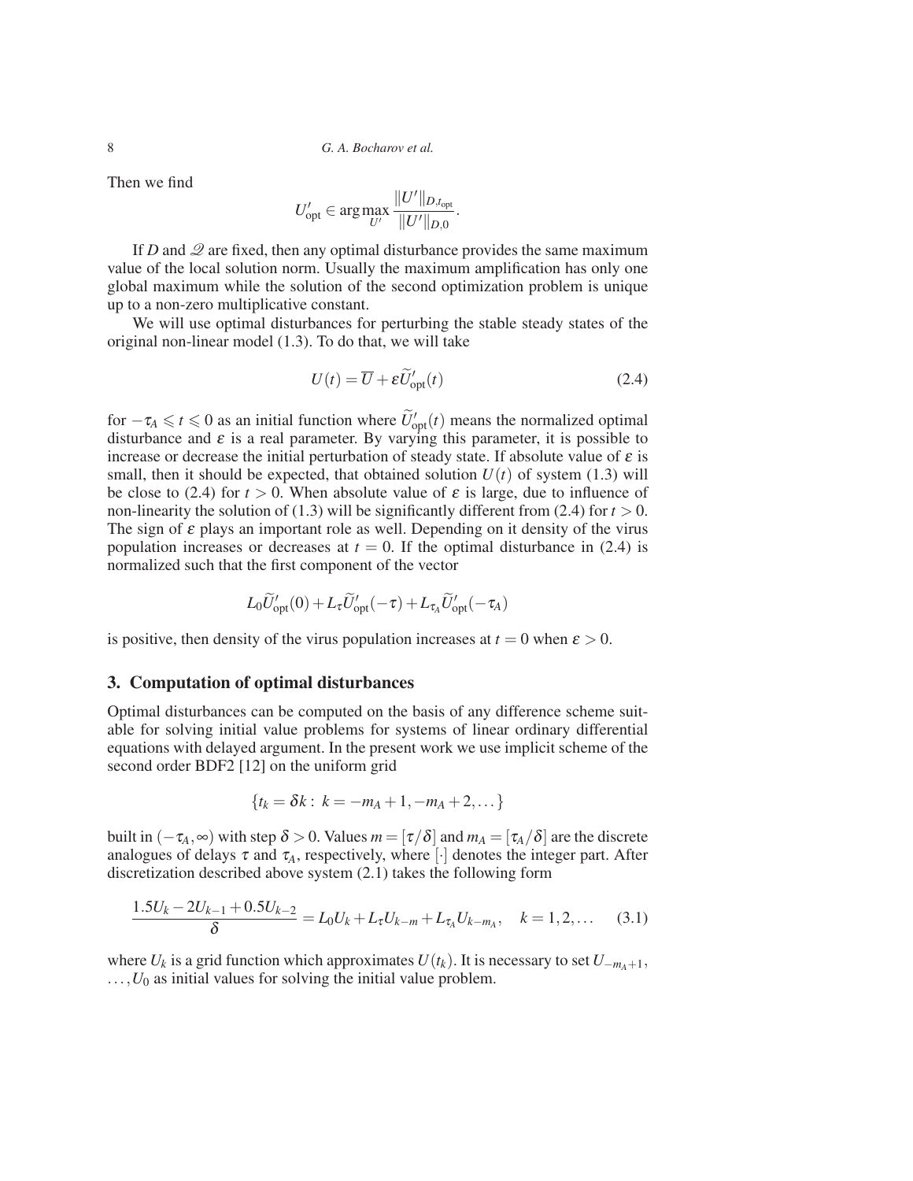Then we find

$$U'_{\text{opt}} \in \arg\max_{U'} \frac{\|U'\|_{D,t_{\text{opt}}}}{\|U'\|_{D,0}}.$$

If $D$ and $\mathcal{Q}$ are fixed, then any optimal disturbance provides the same maximum value of the local solution norm. Usually the maximum amplification has only one global maximum while the solution of the second optimization problem is unique up to a non-zero multiplicative constant.

We will use optimal disturbances for perturbing the stable steady states of the original non-linear model (1.3). To do that, we will take

$$U(t) = \overline{U} + \varepsilon \widetilde{U}'_{\text{opt}}(t) \tag{2.4}$$

for $-\tau_A \leqslant t \leqslant 0$ as an initial function where $\widetilde{U}'_{\text{opt}}(t)$ means the normalized optimal disturbance and $\varepsilon$ is a real parameter. By varying this parameter, it is possible to increase or decrease the initial perturbation of steady state. If absolute value of $\varepsilon$ is small, then it should be expected, that obtained solution $U(t)$ of system (1.3) will be close to (2.4) for $t > 0$. When absolute value of $\varepsilon$ is large, due to influence of non-linearity the solution of (1.3) will be significantly different from (2.4) for $t > 0$. The sign of $\varepsilon$ plays an important role as well. Depending on it density of the virus population increases or decreases at $t = 0$. If the optimal disturbance in (2.4) is normalized such that the first component of the vector

$$L_0 \widetilde{U}'_{\text{opt}}(0) + L_\tau \widetilde{U}'_{\text{opt}}(-\tau) + L_{\tau_A} \widetilde{U}'_{\text{opt}}(-\tau_A)$$

is positive, then density of the virus population increases at $t = 0$ when $\varepsilon > 0$.

## 3. Computation of optimal disturbances

Optimal disturbances can be computed on the basis of any difference scheme suitable for solving initial value problems for systems of linear ordinary differential equations with delayed argument. In the present work we use implicit scheme of the second order BDF2 [12] on the uniform grid

$$\{t_k = \delta k : \; k = -m_A + 1, -m_A + 2, \ldots\}$$

built in $(-\tau_A, \infty)$ with step $\delta > 0$. Values $m = [\tau/\delta]$ and $m_A = [\tau_A/\delta]$ are the discrete analogues of delays $\tau$ and $\tau_A$, respectively, where $[\cdot]$ denotes the integer part. After discretization described above system (2.1) takes the following form

$$\frac{1.5U_k - 2U_{k-1} + 0.5U_{k-2}}{\delta} = L_0 U_k + L_\tau U_{k-m} + L_{\tau_A} U_{k-m_A}, \quad k = 1, 2, \ldots \tag{3.1}$$

where $U_k$ is a grid function which approximates $U(t_k)$. It is necessary to set $U_{-m_A+1}$, $\ldots, U_0$ as initial values for solving the initial value problem.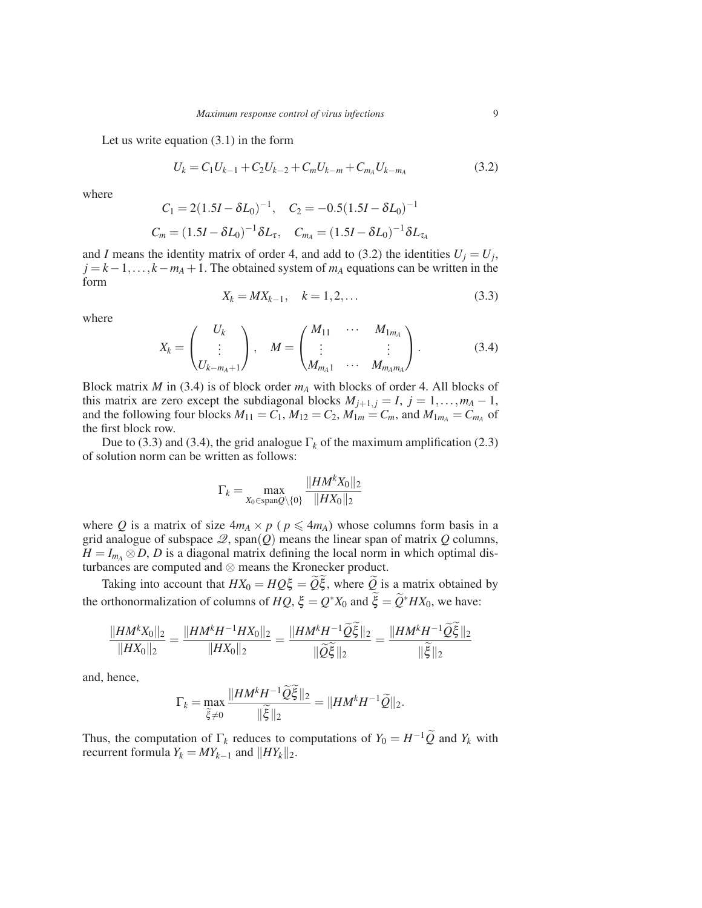Let us write equation (3.1) in the form

$$U_k = C_1 U_{k-1} + C_2 U_{k-2} + C_m U_{k-m} + C_{m_A} U_{k-m_A} \tag{3.2}$$

where

$$C_1 = 2(1.5I - \delta L_0)^{-1}, \quad C_2 = -0.5(1.5I - \delta L_0)^{-1}$$
$$C_m = (1.5I - \delta L_0)^{-1} \delta L_\tau, \quad C_{m_A} = (1.5I - \delta L_0)^{-1} \delta L_{\tau_A}$$

and $I$ means the identity matrix of order 4, and add to (3.2) the identities $U_j = U_j$, $j = k-1, \ldots, k-m_A+1$. The obtained system of $m_A$ equations can be written in the form

$$X_k = M X_{k-1}, \quad k = 1, 2, \ldots \tag{3.3}$$

where

$$X_k = \begin{pmatrix} U_k \\ \vdots \\ U_{k-m_A+1} \end{pmatrix}, \quad M = \begin{pmatrix} M_{11} & \cdots & M_{1m_A} \\ \vdots & & \vdots \\ M_{m_A 1} & \cdots & M_{m_A m_A} \end{pmatrix}. \tag{3.4}$$

Block matrix $M$ in (3.4) is of block order $m_A$ with blocks of order 4. All blocks of this matrix are zero except the subdiagonal blocks $M_{j+1,j} = I$, $j = 1, \ldots, m_A - 1$, and the following four blocks $M_{11} = C_1$, $M_{12} = C_2$, $M_{1m} = C_m$, and $M_{1m_A} = C_{m_A}$ of the first block row.

Due to (3.3) and (3.4), the grid analogue $\Gamma_k$ of the maximum amplification (2.3) of solution norm can be written as follows:

$$\Gamma_k = \max_{X_0 \in \text{span} Q \setminus \{0\}} \frac{\|H M^k X_0\|_2}{\|H X_0\|_2}$$

where $Q$ is a matrix of size $4m_A \times p$ ($p \leqslant 4m_A$) whose columns form basis in a grid analogue of subspace $\mathscr{Q}$, span$(Q)$ means the linear span of matrix $Q$ columns, $H = I_{m_A} \otimes D$, $D$ is a diagonal matrix defining the local norm in which optimal disturbances are computed and $\otimes$ means the Kronecker product.

Taking into account that $HX_0 = HQ\xi = \widetilde{Q}\widetilde{\xi}$, where $\widetilde{Q}$ is a matrix obtained by the orthonormalization of columns of $HQ$, $\xi = Q^* X_0$ and $\widetilde{\xi} = \widetilde{Q}^* H X_0$, we have:

$$\frac{\|HM^k X_0\|_2}{\|HX_0\|_2} = \frac{\|HM^k H^{-1} H X_0\|_2}{\|HX_0\|_2} = \frac{\|HM^k H^{-1} \widetilde{Q}\widetilde{\xi}\|_2}{\|\widetilde{Q}\widetilde{\xi}\|_2} = \frac{\|HM^k H^{-1} \widetilde{Q}\widetilde{\xi}\|_2}{\|\widetilde{\xi}\|_2}$$

and, hence,

$$\Gamma_k = \max_{\widetilde{\xi} \neq 0} \frac{\|HM^k H^{-1} \widetilde{Q}\widetilde{\xi}\|_2}{\|\widetilde{\xi}\|_2} = \|HM^k H^{-1} \widetilde{Q}\|_2.$$

Thus, the computation of $\Gamma_k$ reduces to computations of $Y_0 = H^{-1}\widetilde{Q}$ and $Y_k$ with recurrent formula $Y_k = M Y_{k-1}$ and $\|HY_k\|_2$.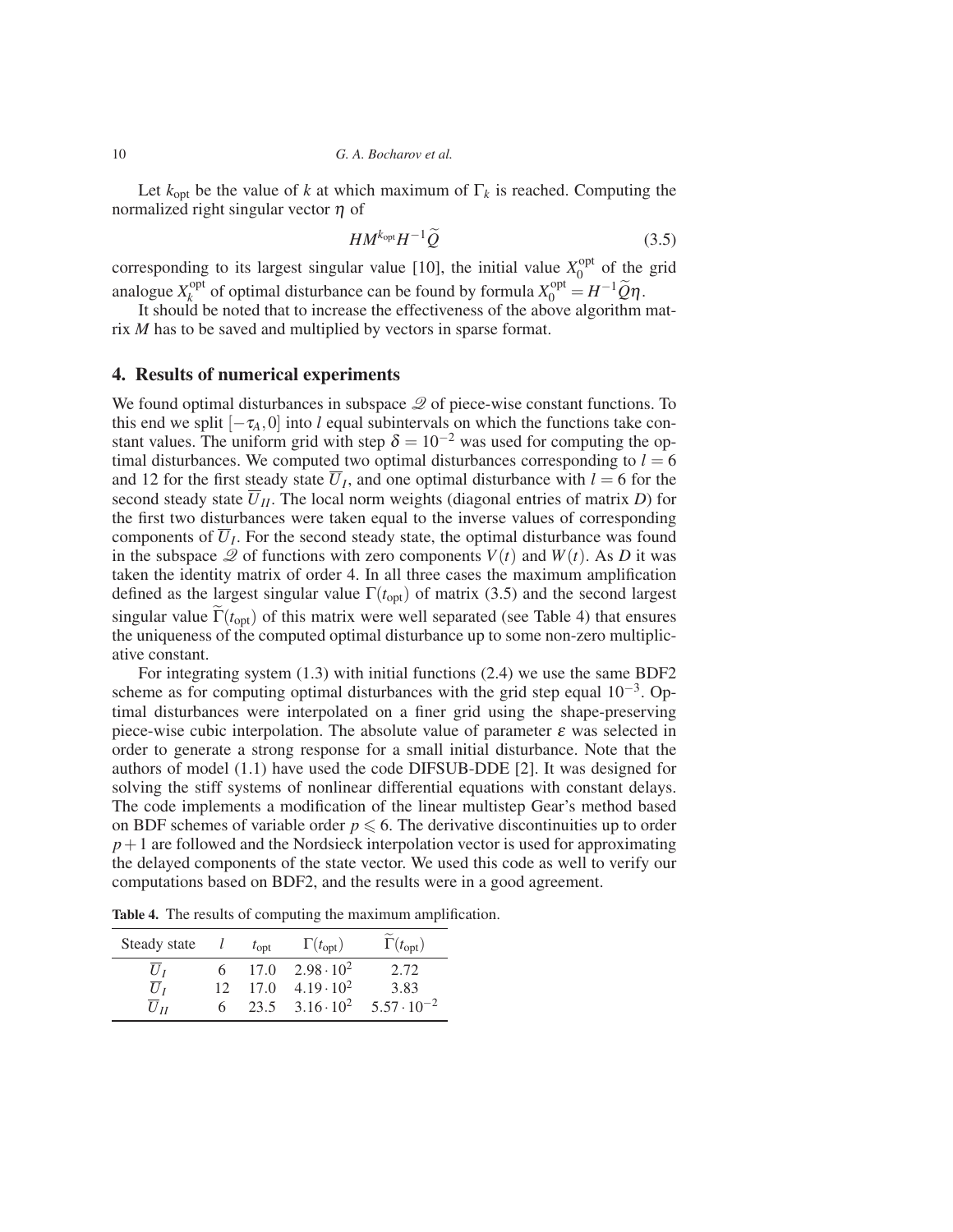Let $k_{\text{opt}}$ be the value of $k$ at which maximum of $\Gamma_k$ is reached. Computing the normalized right singular vector $\eta$ of

$$HM^{k_{\text{opt}}}H^{-1}\widetilde{Q} \tag{3.5}$$

corresponding to its largest singular value [10], the initial value $X_0^{\text{opt}}$ of the grid analogue $X_k^{\text{opt}}$ of optimal disturbance can be found by formula $X_0^{\text{opt}} = H^{-1}\widetilde{Q}\eta$.

It should be noted that to increase the effectiveness of the above algorithm matrix $M$ has to be saved and multiplied by vectors in sparse format.

## 4. Results of numerical experiments

We found optimal disturbances in subspace $\mathscr{Q}$ of piece-wise constant functions. To this end we split $[-\tau_A, 0]$ into $l$ equal subintervals on which the functions take constant values. The uniform grid with step $\delta = 10^{-2}$ was used for computing the optimal disturbances. We computed two optimal disturbances corresponding to $l = 6$ and 12 for the first steady state $\overline{U}_I$, and one optimal disturbance with $l = 6$ for the second steady state $\overline{U}_{II}$. The local norm weights (diagonal entries of matrix $D$) for the first two disturbances were taken equal to the inverse values of corresponding components of $\overline{U}_I$. For the second steady state, the optimal disturbance was found in the subspace $\mathscr{Q}$ of functions with zero components $V(t)$ and $W(t)$. As $D$ it was taken the identity matrix of order 4. In all three cases the maximum amplification defined as the largest singular value $\Gamma(t_{\text{opt}})$ of matrix (3.5) and the second largest singular value $\widetilde{\Gamma}(t_{\text{opt}})$ of this matrix were well separated (see Table 4) that ensures the uniqueness of the computed optimal disturbance up to some non-zero multiplicative constant.

For integrating system (1.3) with initial functions (2.4) we use the same BDF2 scheme as for computing optimal disturbances with the grid step equal $10^{-3}$. Optimal disturbances were interpolated on a finer grid using the shape-preserving piece-wise cubic interpolation. The absolute value of parameter $\varepsilon$ was selected in order to generate a strong response for a small initial disturbance. Note that the authors of model (1.1) have used the code DIFSUB-DDE [2]. It was designed for solving the stiff systems of nonlinear differential equations with constant delays. The code implements a modification of the linear multistep Gear's method based on BDF schemes of variable order $p \leqslant 6$. The derivative discontinuities up to order $p+1$ are followed and the Nordsieck interpolation vector is used for approximating the delayed components of the state vector. We used this code as well to verify our computations based on BDF2, and the results were in a good agreement.

**Table 4.** The results of computing the maximum amplification.

| Steady state | $l$ | $t_{\text{opt}}$ | $\Gamma(t_{\text{opt}})$ | $\widetilde{\Gamma}(t_{\text{opt}})$ |
|---|---|---|---|---|
| $\overline{U}_I$ | 6 | 17.0 | $2.98 \cdot 10^2$ | 2.72 |
| $\overline{U}_I$ | 12 | 17.0 | $4.19 \cdot 10^2$ | 3.83 |
| $\overline{U}_{II}$ | 6 | 23.5 | $3.16 \cdot 10^2$ | $5.57 \cdot 10^{-2}$ |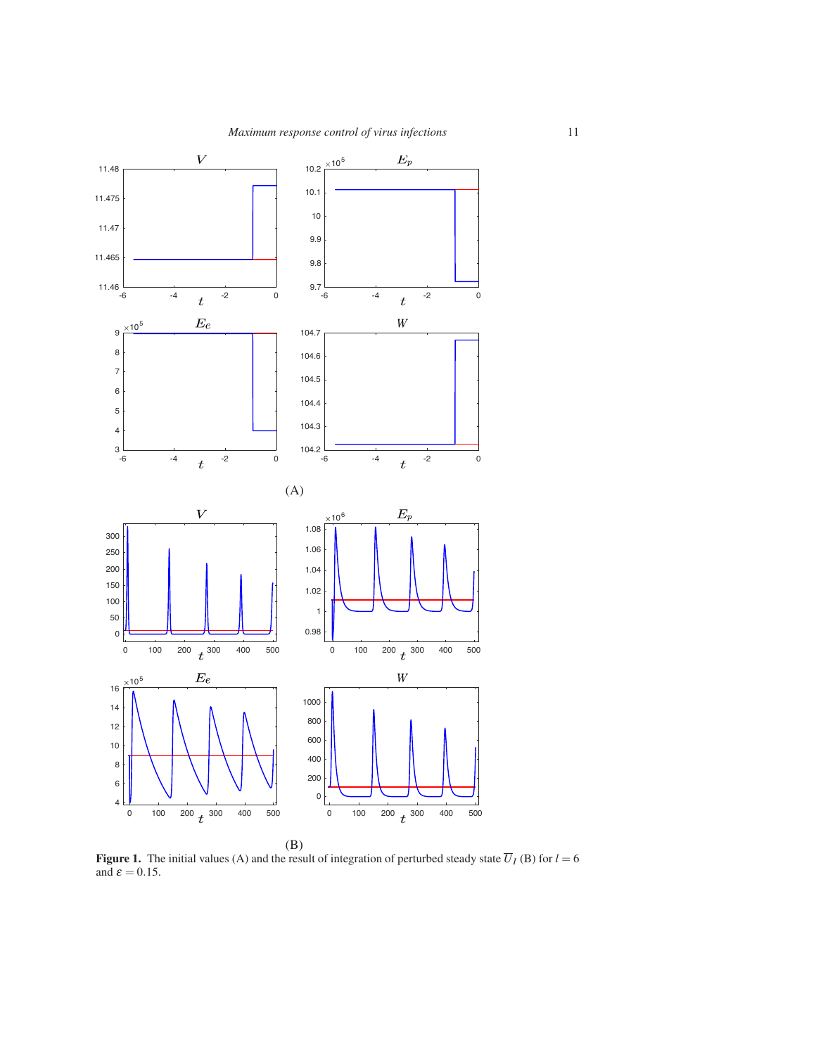(A)

(B)

**Figure 1.** The initial values (A) and the result of integration of perturbed steady state $\overline{U}_I$ (B) for $l = 6$ and $\varepsilon = 0.15$.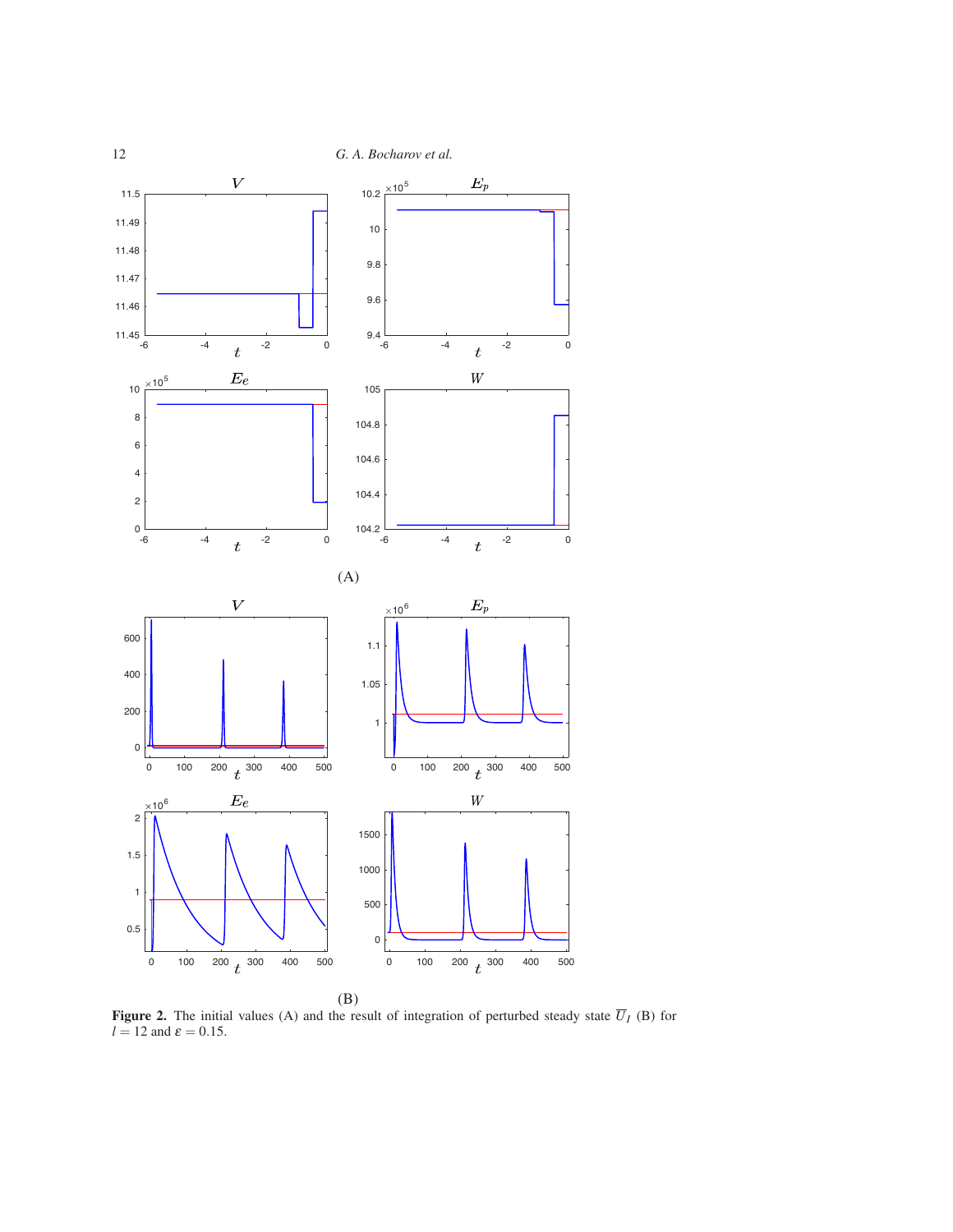(A)

(B)

**Figure 2.** The initial values (A) and the result of integration of perturbed steady state $\overline{U}_I$ (B) for $l = 12$ and $\varepsilon = 0.15$.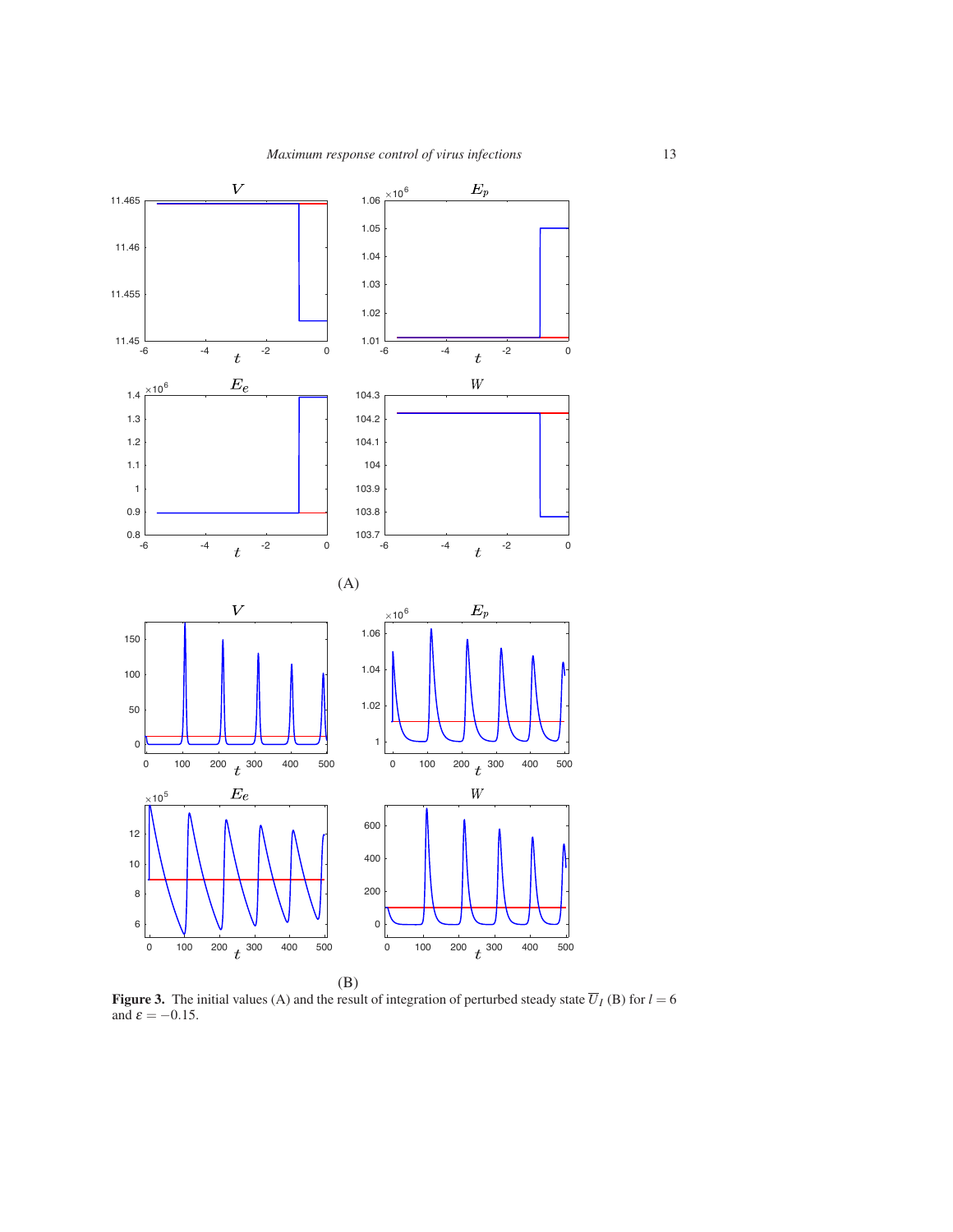(A)

(B)

**Figure 3.** The initial values (A) and the result of integration of perturbed steady state $\overline{U}_I$ (B) for $l = 6$ and $\varepsilon = -0.15$.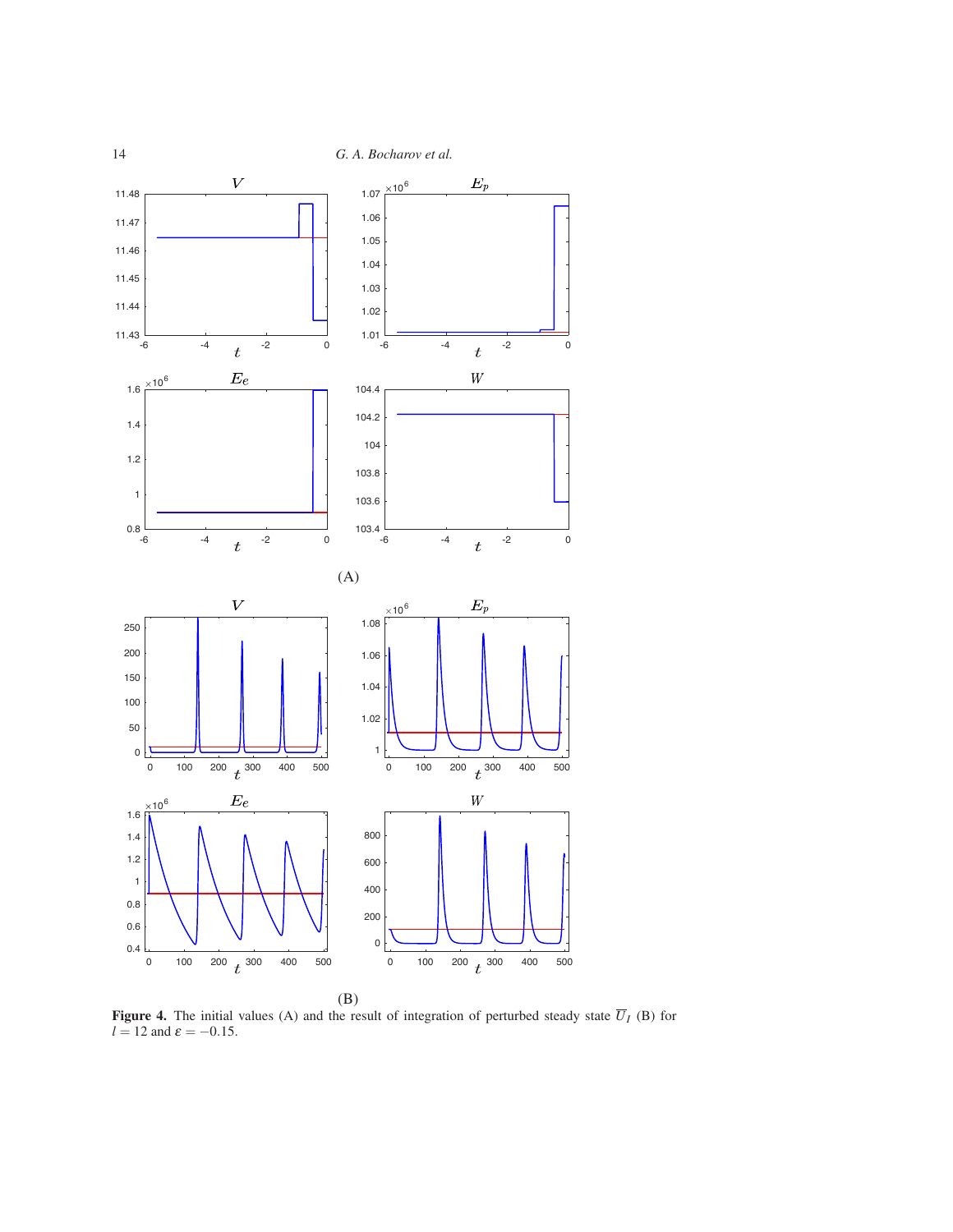(A)

(B)

**Figure 4.** The initial values (A) and the result of integration of perturbed steady state $\overline{U}_I$ (B) for $l = 12$ and $\varepsilon = -0.15$.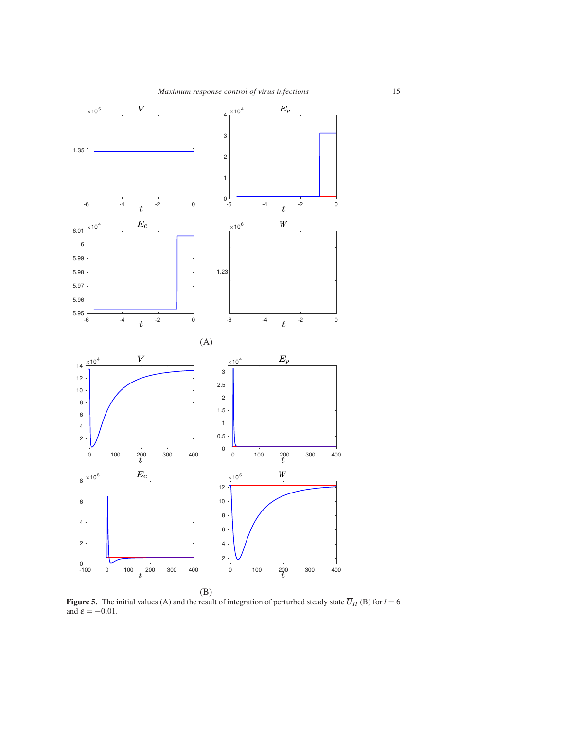(A)

(B)

**Figure 5.** The initial values (A) and the result of integration of perturbed steady state $\overline{U}_{II}$ (B) for $l = 6$ and $\varepsilon = -0.01$.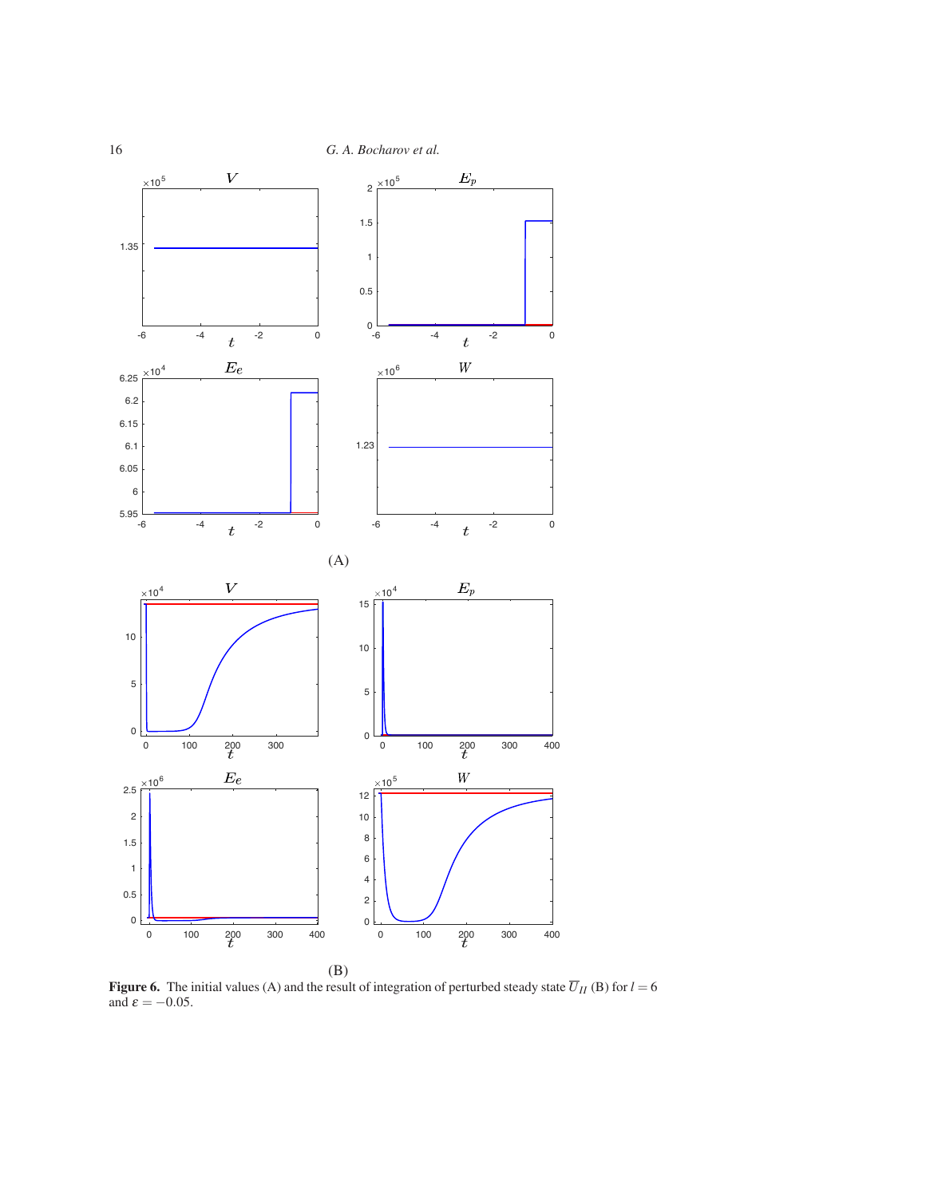(A)

(B)

**Figure 6.** The initial values (A) and the result of integration of perturbed steady state $\overline{U}_{II}$ (B) for $l = 6$ and $\varepsilon = -0.05$.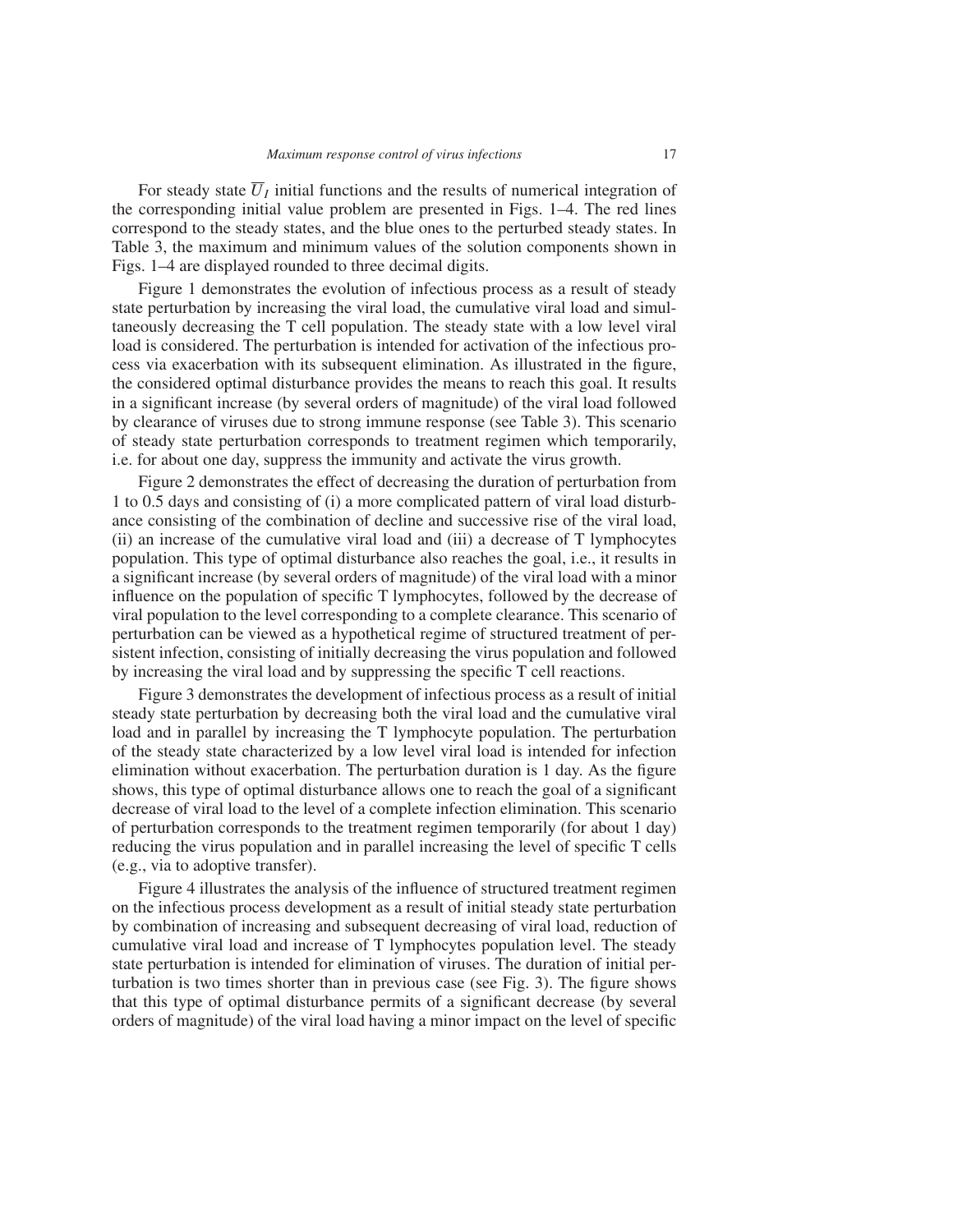For steady state $\overline{U}_I$ initial functions and the results of numerical integration of the corresponding initial value problem are presented in Figs. 1–4. The red lines correspond to the steady states, and the blue ones to the perturbed steady states. In Table 3, the maximum and minimum values of the solution components shown in Figs. 1–4 are displayed rounded to three decimal digits.

Figure 1 demonstrates the evolution of infectious process as a result of steady state perturbation by increasing the viral load, the cumulative viral load and simultaneously decreasing the T cell population. The steady state with a low level viral load is considered. The perturbation is intended for activation of the infectious process via exacerbation with its subsequent elimination. As illustrated in the figure, the considered optimal disturbance provides the means to reach this goal. It results in a significant increase (by several orders of magnitude) of the viral load followed by clearance of viruses due to strong immune response (see Table 3). This scenario of steady state perturbation corresponds to treatment regimen which temporarily, i.e. for about one day, suppress the immunity and activate the virus growth.

Figure 2 demonstrates the effect of decreasing the duration of perturbation from 1 to 0.5 days and consisting of (i) a more complicated pattern of viral load disturbance consisting of the combination of decline and successive rise of the viral load, (ii) an increase of the cumulative viral load and (iii) a decrease of T lymphocytes population. This type of optimal disturbance also reaches the goal, i.e., it results in a significant increase (by several orders of magnitude) of the viral load with a minor influence on the population of specific T lymphocytes, followed by the decrease of viral population to the level corresponding to a complete clearance. This scenario of perturbation can be viewed as a hypothetical regime of structured treatment of persistent infection, consisting of initially decreasing the virus population and followed by increasing the viral load and by suppressing the specific T cell reactions.

Figure 3 demonstrates the development of infectious process as a result of initial steady state perturbation by decreasing both the viral load and the cumulative viral load and in parallel by increasing the T lymphocyte population. The perturbation of the steady state characterized by a low level viral load is intended for infection elimination without exacerbation. The perturbation duration is 1 day. As the figure shows, this type of optimal disturbance allows one to reach the goal of a significant decrease of viral load to the level of a complete infection elimination. This scenario of perturbation corresponds to the treatment regimen temporarily (for about 1 day) reducing the virus population and in parallel increasing the level of specific T cells (e.g., via to adoptive transfer).

Figure 4 illustrates the analysis of the influence of structured treatment regimen on the infectious process development as a result of initial steady state perturbation by combination of increasing and subsequent decreasing of viral load, reduction of cumulative viral load and increase of T lymphocytes population level. The steady state perturbation is intended for elimination of viruses. The duration of initial perturbation is two times shorter than in previous case (see Fig. 3). The figure shows that this type of optimal disturbance permits of a significant decrease (by several orders of magnitude) of the viral load having a minor impact on the level of specific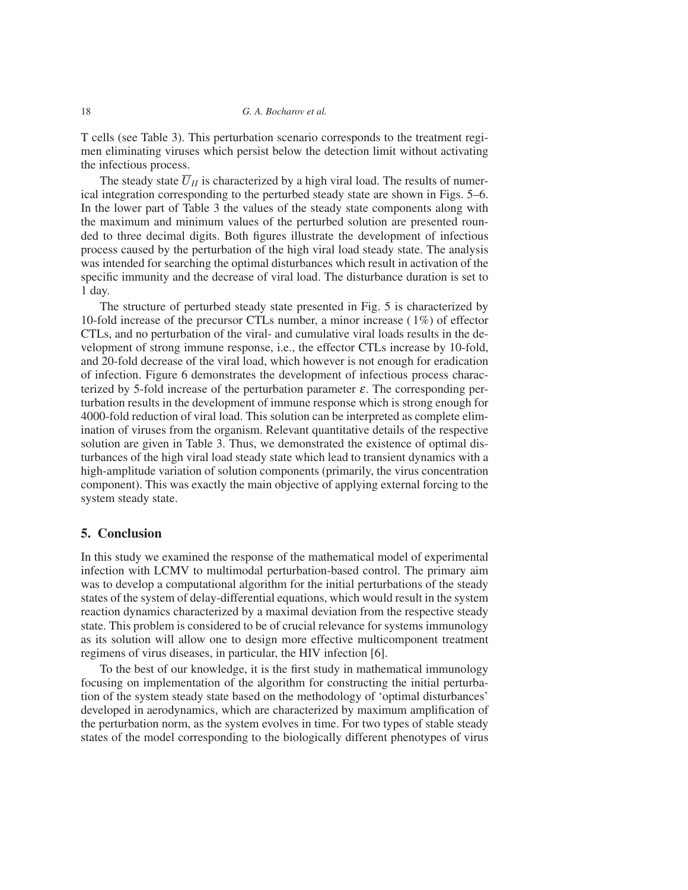T cells (see Table 3). This perturbation scenario corresponds to the treatment regimen eliminating viruses which persist below the detection limit without activating the infectious process.

The steady state $\overline{U}_{II}$ is characterized by a high viral load. The results of numerical integration corresponding to the perturbed steady state are shown in Figs. 5–6. In the lower part of Table 3 the values of the steady state components along with the maximum and minimum values of the perturbed solution are presented rounded to three decimal digits. Both figures illustrate the development of infectious process caused by the perturbation of the high viral load steady state. The analysis was intended for searching the optimal disturbances which result in activation of the specific immunity and the decrease of viral load. The disturbance duration is set to 1 day.

The structure of perturbed steady state presented in Fig. 5 is characterized by 10-fold increase of the precursor CTLs number, a minor increase ( 1%) of effector CTLs, and no perturbation of the viral- and cumulative viral loads results in the development of strong immune response, i.e., the effector CTLs increase by 10-fold, and 20-fold decrease of the viral load, which however is not enough for eradication of infection. Figure 6 demonstrates the development of infectious process characterized by 5-fold increase of the perturbation parameter $\varepsilon$. The corresponding perturbation results in the development of immune response which is strong enough for 4000-fold reduction of viral load. This solution can be interpreted as complete elimination of viruses from the organism. Relevant quantitative details of the respective solution are given in Table 3. Thus, we demonstrated the existence of optimal disturbances of the high viral load steady state which lead to transient dynamics with a high-amplitude variation of solution components (primarily, the virus concentration component). This was exactly the main objective of applying external forcing to the system steady state.

## 5. Conclusion

In this study we examined the response of the mathematical model of experimental infection with LCMV to multimodal perturbation-based control. The primary aim was to develop a computational algorithm for the initial perturbations of the steady states of the system of delay-differential equations, which would result in the system reaction dynamics characterized by a maximal deviation from the respective steady state. This problem is considered to be of crucial relevance for systems immunology as its solution will allow one to design more effective multicomponent treatment regimens of virus diseases, in particular, the HIV infection [6].

To the best of our knowledge, it is the first study in mathematical immunology focusing on implementation of the algorithm for constructing the initial perturbation of the system steady state based on the methodology of 'optimal disturbances' developed in aerodynamics, which are characterized by maximum amplification of the perturbation norm, as the system evolves in time. For two types of stable steady states of the model corresponding to the biologically different phenotypes of virus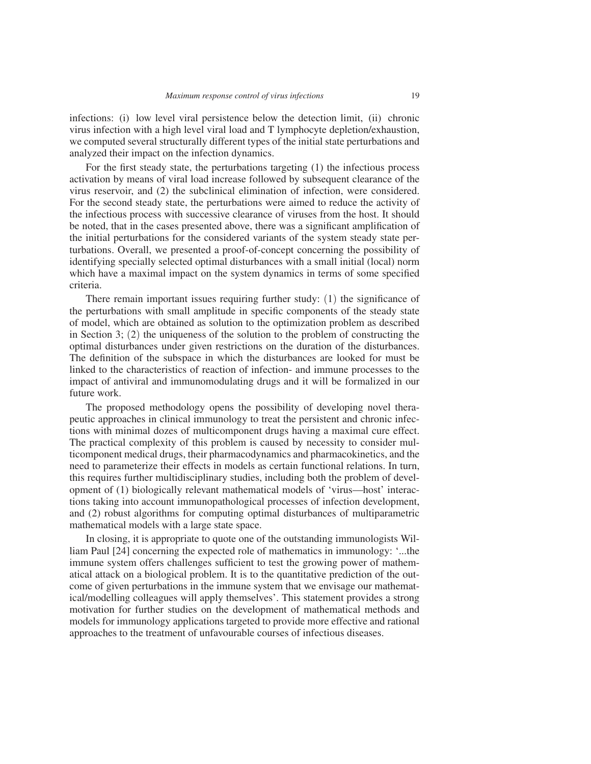infections: (i) low level viral persistence below the detection limit, (ii) chronic virus infection with a high level viral load and T lymphocyte depletion/exhaustion, we computed several structurally different types of the initial state perturbations and analyzed their impact on the infection dynamics.

For the first steady state, the perturbations targeting (1) the infectious process activation by means of viral load increase followed by subsequent clearance of the virus reservoir, and (2) the subclinical elimination of infection, were considered. For the second steady state, the perturbations were aimed to reduce the activity of the infectious process with successive clearance of viruses from the host. It should be noted, that in the cases presented above, there was a significant amplification of the initial perturbations for the considered variants of the system steady state perturbations. Overall, we presented a proof-of-concept concerning the possibility of identifying specially selected optimal disturbances with a small initial (local) norm which have a maximal impact on the system dynamics in terms of some specified criteria.

There remain important issues requiring further study: (1) the significance of the perturbations with small amplitude in specific components of the steady state of model, which are obtained as solution to the optimization problem as described in Section 3; (2) the uniqueness of the solution to the problem of constructing the optimal disturbances under given restrictions on the duration of the disturbances. The definition of the subspace in which the disturbances are looked for must be linked to the characteristics of reaction of infection- and immune processes to the impact of antiviral and immunomodulating drugs and it will be formalized in our future work.

The proposed methodology opens the possibility of developing novel therapeutic approaches in clinical immunology to treat the persistent and chronic infections with minimal dozes of multicomponent drugs having a maximal cure effect. The practical complexity of this problem is caused by necessity to consider multicomponent medical drugs, their pharmacodynamics and pharmacokinetics, and the need to parameterize their effects in models as certain functional relations. In turn, this requires further multidisciplinary studies, including both the problem of development of (1) biologically relevant mathematical models of 'virus—host' interactions taking into account immunopathological processes of infection development, and (2) robust algorithms for computing optimal disturbances of multiparametric mathematical models with a large state space.

In closing, it is appropriate to quote one of the outstanding immunologists William Paul [24] concerning the expected role of mathematics in immunology: '...the immune system offers challenges sufficient to test the growing power of mathematical attack on a biological problem. It is to the quantitative prediction of the outcome of given perturbations in the immune system that we envisage our mathematical/modelling colleagues will apply themselves'. This statement provides a strong motivation for further studies on the development of mathematical methods and models for immunology applications targeted to provide more effective and rational approaches to the treatment of unfavourable courses of infectious diseases.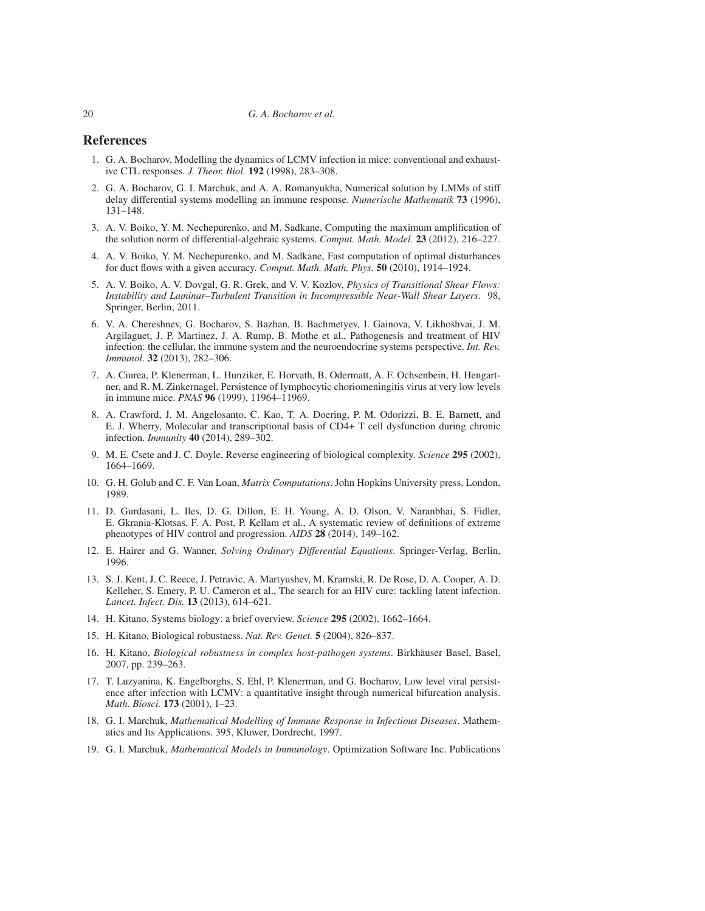## References

1. G. A. Bocharov, Modelling the dynamics of LCMV infection in mice: conventional and exhaustive CTL responses. *J. Theor. Biol.* **192** (1998), 283–308.
2. G. A. Bocharov, G. I. Marchuk, and A. A. Romanyukha, Numerical solution by LMMs of stiff delay differential systems modelling an immune response. *Numerische Mathematik* **73** (1996), 131–148.
3. A. V. Boiko, Y. M. Nechepurenko, and M. Sadkane, Computing the maximum amplification of the solution norm of differential-algebraic systems. *Comput. Math. Model.* **23** (2012), 216–227.
4. A. V. Boiko, Y. M. Nechepurenko, and M. Sadkane, Fast computation of optimal disturbances for duct flows with a given accuracy. *Comput. Math. Math. Phys.* **50** (2010), 1914–1924.
5. A. V. Boiko, A. V. Dovgal, G. R. Grek, and V. V. Kozlov, *Physics of Transitional Shear Flows: Instability and Laminar–Turbulent Transition in Incompressible Near-Wall Shear Layers*. 98, Springer, Berlin, 2011.
6. V. A. Chereshnev, G. Bocharov, S. Bazhan, B. Bachmetyev, I. Gainova, V. Likhoshvai, J. M. Argilaguet, J. P. Martinez, J. A. Rump, B. Mothe et al., Pathogenesis and treatment of HIV infection: the cellular, the immune system and the neuroendocrine systems perspective. *Int. Rev. Immunol.* **32** (2013), 282–306.
7. A. Ciurea, P. Klenerman, L. Hunziker, E. Horvath, B. Odermatt, A. F. Ochsenbein, H. Hengartner, and R. M. Zinkernagel, Persistence of lymphocytic choriomeningitis virus at very low levels in immune mice. *PNAS* **96** (1999), 11964–11969.
8. A. Crawford, J. M. Angelosanto, C. Kao, T. A. Doering, P. M. Odorizzi, B. E. Barnett, and E. J. Wherry, Molecular and transcriptional basis of CD4+ T cell dysfunction during chronic infection. *Immunity* **40** (2014), 289–302.
9. M. E. Csete and J. C. Doyle, Reverse engineering of biological complexity. *Science* **295** (2002), 1664–1669.
10. G. H. Golub and C. F. Van Loan, *Matrix Computations*. John Hopkins University press, London, 1989.
11. D. Gurdasani, L. Iles, D. G. Dillon, E. H. Young, A. D. Olson, V. Naranbhai, S. Fidler, E. Gkrania-Klotsas, F. A. Post, P. Kellam et al., A systematic review of definitions of extreme phenotypes of HIV control and progression. *AIDS* **28** (2014), 149–162.
12. E. Hairer and G. Wanner, *Solving Ordinary Differential Equations*. Springer-Verlag, Berlin, 1996.
13. S. J. Kent, J. C. Reece, J. Petravic, A. Martyushev, M. Kramski, R. De Rose, D. A. Cooper, A. D. Kelleher, S. Emery, P. U. Cameron et al., The search for an HIV cure: tackling latent infection. *Lancet. Infect. Dis.* **13** (2013), 614–621.
14. H. Kitano, Systems biology: a brief overview. *Science* **295** (2002), 1662–1664.
15. H. Kitano, Biological robustness. *Nat. Rev. Genet.* **5** (2004), 826–837.
16. H. Kitano, *Biological robustness in complex host-pathogen systems*. Birkhäuser Basel, Basel, 2007, pp. 239–263.
17. T. Luzyanina, K. Engelborghs, S. Ehl, P. Klenerman, and G. Bocharov, Low level viral persistence after infection with LCMV: a quantitative insight through numerical bifurcation analysis. *Math. Biosci.* **173** (2001), 1–23.
18. G. I. Marchuk, *Mathematical Modelling of Immune Response in Infectious Diseases*. Mathematics and Its Applications. 395, Kluwer, Dordrecht, 1997.
19. G. I. Marchuk, *Mathematical Models in Immunology*. Optimization Software Inc. Publications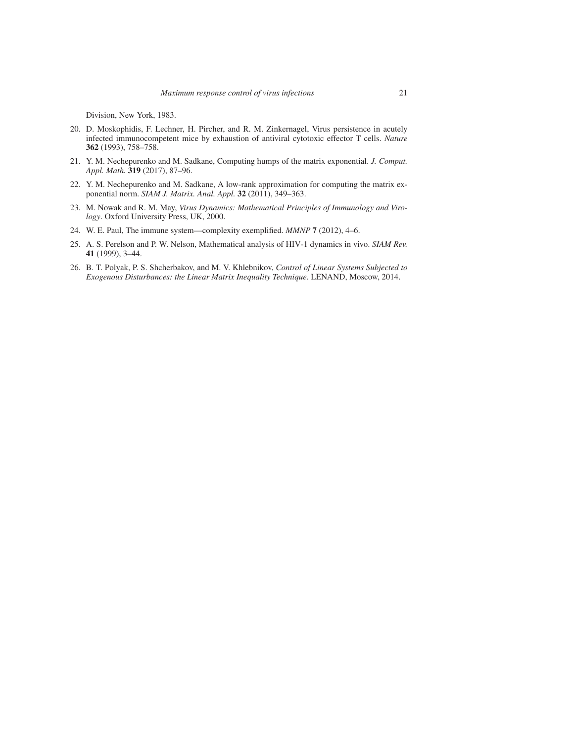Division, New York, 1983.

20. D. Moskophidis, F. Lechner, H. Pircher, and R. M. Zinkernagel, Virus persistence in acutely infected immunocompetent mice by exhaustion of antiviral cytotoxic effector T cells. *Nature* **362** (1993), 758–758.
21. Y. M. Nechepurenko and M. Sadkane, Computing humps of the matrix exponential. *J. Comput. Appl. Math.* **319** (2017), 87–96.
22. Y. M. Nechepurenko and M. Sadkane, A low-rank approximation for computing the matrix exponential norm. *SIAM J. Matrix. Anal. Appl.* **32** (2011), 349–363.
23. M. Nowak and R. M. May, *Virus Dynamics: Mathematical Principles of Immunology and Virology*. Oxford University Press, UK, 2000.
24. W. E. Paul, The immune system—complexity exemplified. *MMNP* **7** (2012), 4–6.
25. A. S. Perelson and P. W. Nelson, Mathematical analysis of HIV-1 dynamics in vivo. *SIAM Rev.* **41** (1999), 3–44.
26. B. T. Polyak, P. S. Shcherbakov, and M. V. Khlebnikov, *Control of Linear Systems Subjected to Exogenous Disturbances: the Linear Matrix Inequality Technique*. LENAND, Moscow, 2014.